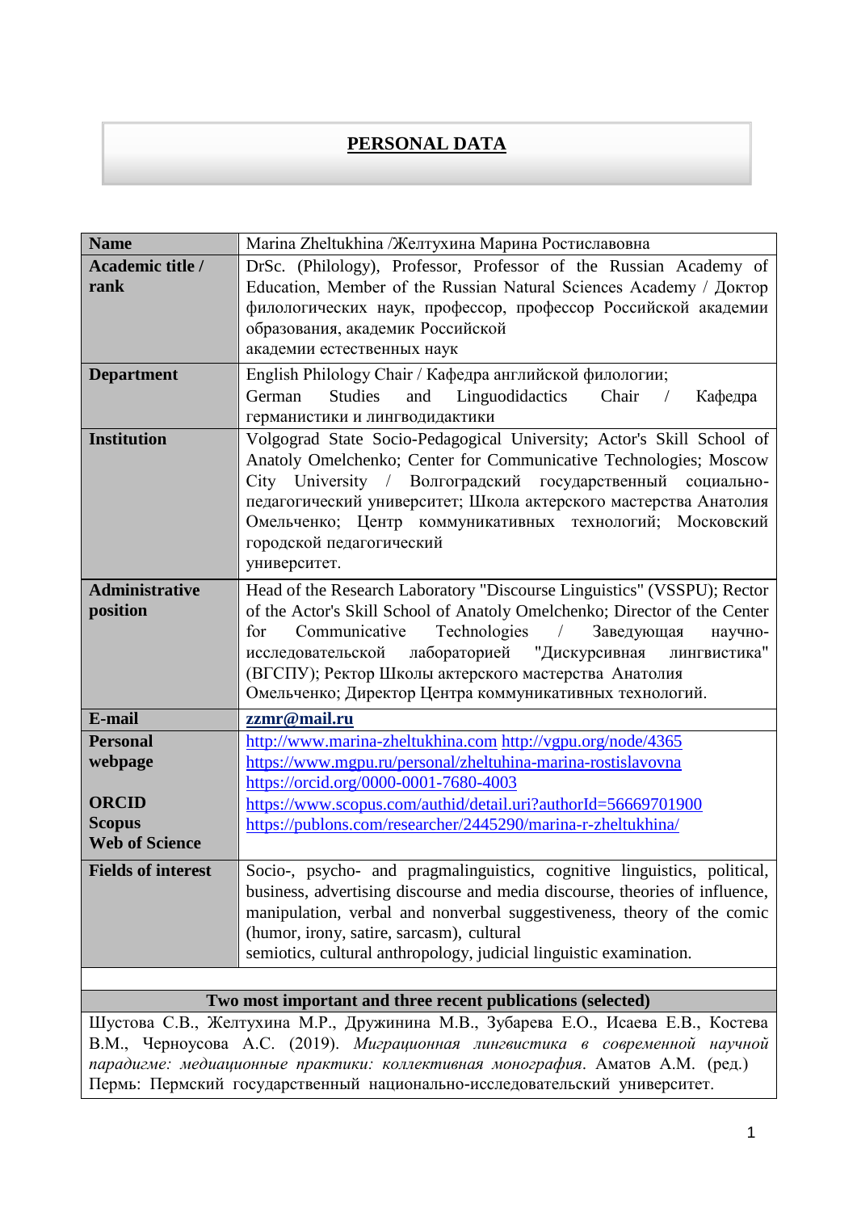# PERSONAL DATA

| | |
|---|---|
| **Name** | Marina Zheltukhina /Желтухина Марина Ростиславовна |
| **Academic title / rank** | DrSc. (Philology), Professor, Professor of the Russian Academy of Education, Member of the Russian Natural Sciences Academy / Доктор филологических наук, профессор, профессор Российской академии образования, академик Российской академии естественных наук |
| **Department** | English Philology Chair / Кафедра английской филологии; German Studies and Linguodidactics Chair / Кафедра германистики и лингводидактики |
| **Institution** | Volgograd State Socio-Pedagogical University; Actor's Skill School of Anatoly Omelchenko; Center for Communicative Technologies; Moscow City University / Волгоградский государственный социально-педагогический университет; Школа актерского мастерства Анатолия Омельченко; Центр коммуникативных технологий; Московский городской педагогический университет. |
| **Administrative position** | Head of the Research Laboratory "Discourse Linguistics" (VSSPU); Rector of the Actor's Skill School of Anatoly Omelchenko; Director of the Center for Communicative Technologies / Заведующая научно-исследовательской лабораторией "Дискурсивная лингвистика" (ВГСПУ); Ректор Школы актерского мастерства Анатолия Омельченко; Директор Центра коммуникативных технологий. |
| **E-mail** | **zzmr@mail.ru** |
| **Personal webpage**<br><br>**ORCID**<br>**Scopus**<br>**Web of Science** | http://www.marina-zheltukhina.com http://vgpu.org/node/4365<br>https://www.mgpu.ru/personal/zheltuhina-marina-rostislavovna<br>https://orcid.org/0000-0001-7680-4003<br>https://www.scopus.com/authid/detail.uri?authorId=56669701900<br>https://publons.com/researcher/2445290/marina-r-zheltukhina/ |
| **Fields of interest** | Socio-, psycho- and pragmalinguistics, cognitive linguistics, political, business, advertising discourse and media discourse, theories of influence, manipulation, verbal and nonverbal suggestiveness, theory of the comic (humor, irony, satire, sarcasm), cultural semiotics, cultural anthropology, judicial linguistic examination. |

**Two most important and three recent publications (selected)**

Шустова С.В., Желтухина М.Р., Дружинина М.В., Зубарева Е.О., Исаева Е.В., Костева В.М., Черноусова А.С. (2019). *Миграционная лингвистика в современной научной парадигме: медиационные практики: коллективная монография*. Аматов А.М. (ред.) Пермь: Пермский государственный национально-исследовательский университет.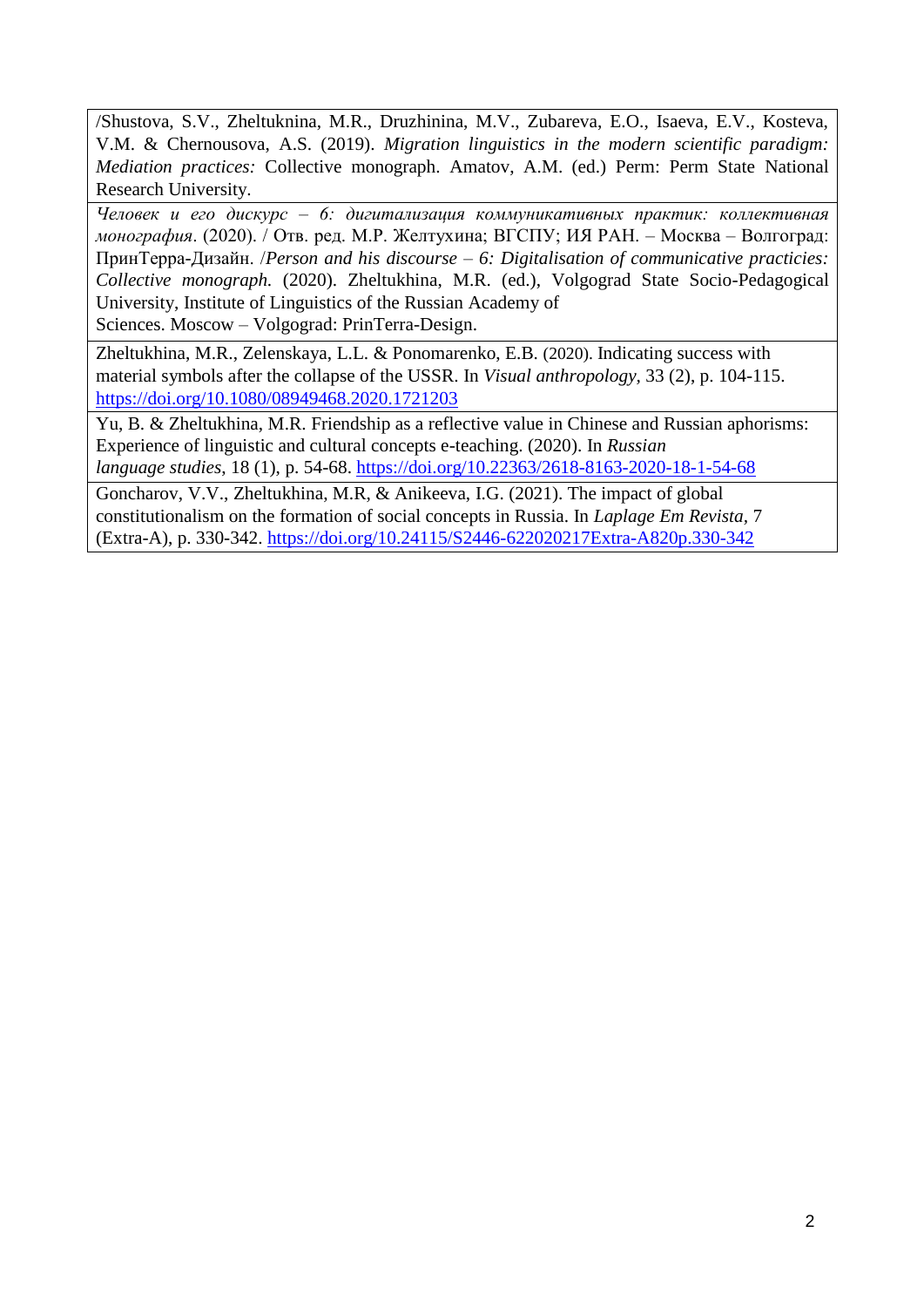| |
|---|
| /Shustova, S.V., Zheltuknina, M.R., Druzhinina, M.V., Zubareva, E.O., Isaeva, E.V., Kosteva, V.M. & Chernousova, A.S. (2019). *Migration linguistics in the modern scientific paradigm: Mediation practices:* Collective monograph. Amatov, A.M. (ed.) Perm: Perm State National Research University. |
| *Человек и его дискурс – 6: дигитализация коммуникативных практик: коллективная монография*. (2020). / Отв. ред. М.Р. Желтухина; ВГСПУ; ИЯ РАН. – Москва – Волгоград: ПринТерра-Дизайн. /*Person and his discourse – 6: Digitalisation of communicative practicies: Collective monograph.* (2020). Zheltukhina, M.R. (ed.), Volgograd State Socio-Pedagogical University, Institute of Linguistics of the Russian Academy of Sciences. Moscow – Volgograd: PrinTerra-Design. |
| Zheltukhina, M.R., Zelenskaya, L.L. & Ponomarenko, E.B. (2020). Indicating success with material symbols after the collapse of the USSR. In *Visual anthropology*, 33 (2), p. 104-115. https://doi.org/10.1080/08949468.2020.1721203 |
| Yu, B. & Zheltukhina, M.R. Friendship as a reflective value in Chinese and Russian aphorisms: Experience of linguistic and cultural concepts e-teaching. (2020). In *Russian language studies*, 18 (1), p. 54-68. https://doi.org/10.22363/2618-8163-2020-18-1-54-68 |
| Goncharov, V.V., Zheltukhina, M.R, & Anikeeva, I.G. (2021). The impact of global constitutionalism on the formation of social concepts in Russia. In *Laplage Em Revista*, 7 (Extra-A), p. 330-342. https://doi.org/10.24115/S2446-622020217Extra-A820p.330-342 |